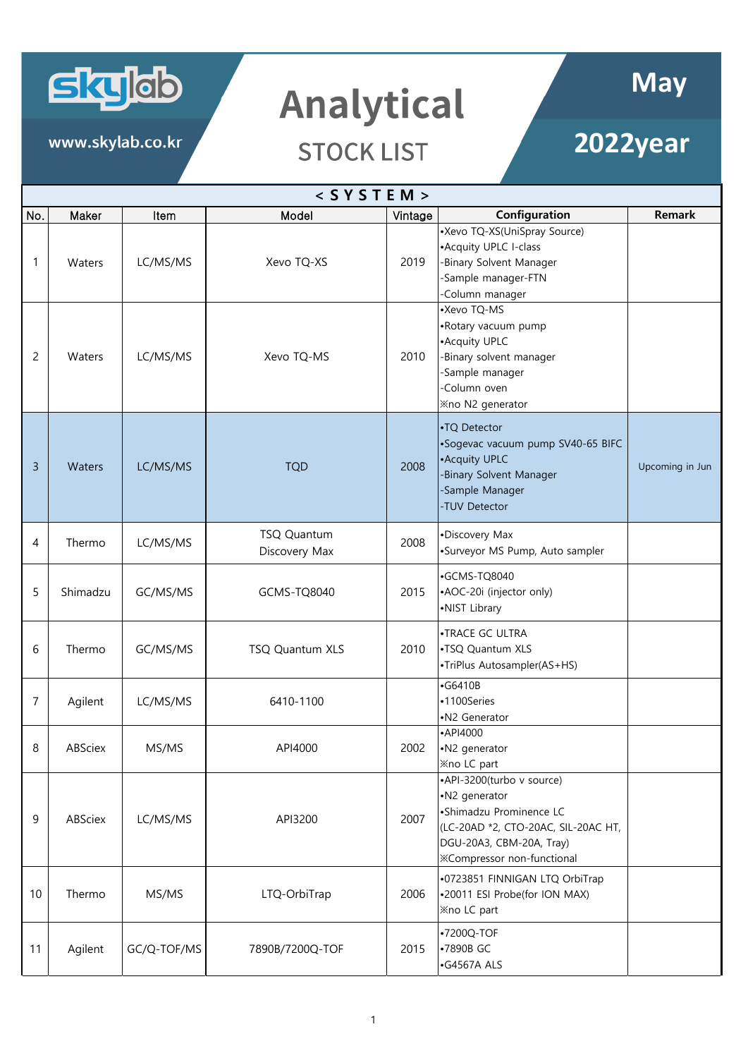skylab

www.skylab.co.kr

# Analytical

## STOCK LIST

## May 2022year

| < S Y S T E M > | | | | | | |
|---|---|---|---|---|---|---|
| No. | Maker | Item | Model | Vintage | Configuration | Remark |
| 1 | Waters | LC/MS/MS | Xevo TQ-XS | 2019 | •Xevo TQ-XS(UniSpray Source)<br>•Acquity UPLC I-class<br>-Binary Solvent Manager<br>-Sample manager-FTN<br>-Column manager | |
| 2 | Waters | LC/MS/MS | Xevo TQ-MS | 2010 | •Xevo TQ-MS<br>•Rotary vacuum pump<br>•Acquity UPLC<br>-Binary solvent manager<br>-Sample manager<br>-Column oven<br>※no N2 generator | |
| 3 | Waters | LC/MS/MS | TQD | 2008 | •TQ Detector<br>•Sogevac vacuum pump SV40-65 BIFC<br>•Acquity UPLC<br>-Binary Solvent Manager<br>-Sample Manager<br>-TUV Detector | Upcoming in Jun |
| 4 | Thermo | LC/MS/MS | TSQ Quantum Discovery Max | 2008 | •Discovery Max<br>•Surveyor MS Pump, Auto sampler | |
| 5 | Shimadzu | GC/MS/MS | GCMS-TQ8040 | 2015 | •GCMS-TQ8040<br>•AOC-20i (injector only)<br>•NIST Library | |
| 6 | Thermo | GC/MS/MS | TSQ Quantum XLS | 2010 | •TRACE GC ULTRA<br>•TSQ Quantum XLS<br>•TriPlus Autosampler(AS+HS) | |
| 7 | Agilent | LC/MS/MS | 6410-1100 | | •G6410B<br>•1100Series<br>•N2 Generator | |
| 8 | ABSciex | MS/MS | API4000 | 2002 | •API4000<br>•N2 generator<br>※no LC part | |
| 9 | ABSciex | LC/MS/MS | API3200 | 2007 | •API-3200(turbo v source)<br>•N2 generator<br>•Shimadzu Prominence LC<br>(LC-20AD *2, CTO-20AC, SIL-20AC HT, DGU-20A3, CBM-20A, Tray)<br>※Compressor non-functional | |
| 10 | Thermo | MS/MS | LTQ-OrbiTrap | 2006 | •0723851 FINNIGAN LTQ OrbiTrap<br>•20011 ESI Probe(for ION MAX)<br>※no LC part | |
| 11 | Agilent | GC/Q-TOF/MS | 7890B/7200Q-TOF | 2015 | •7200Q-TOF<br>•7890B GC<br>•G4567A ALS | |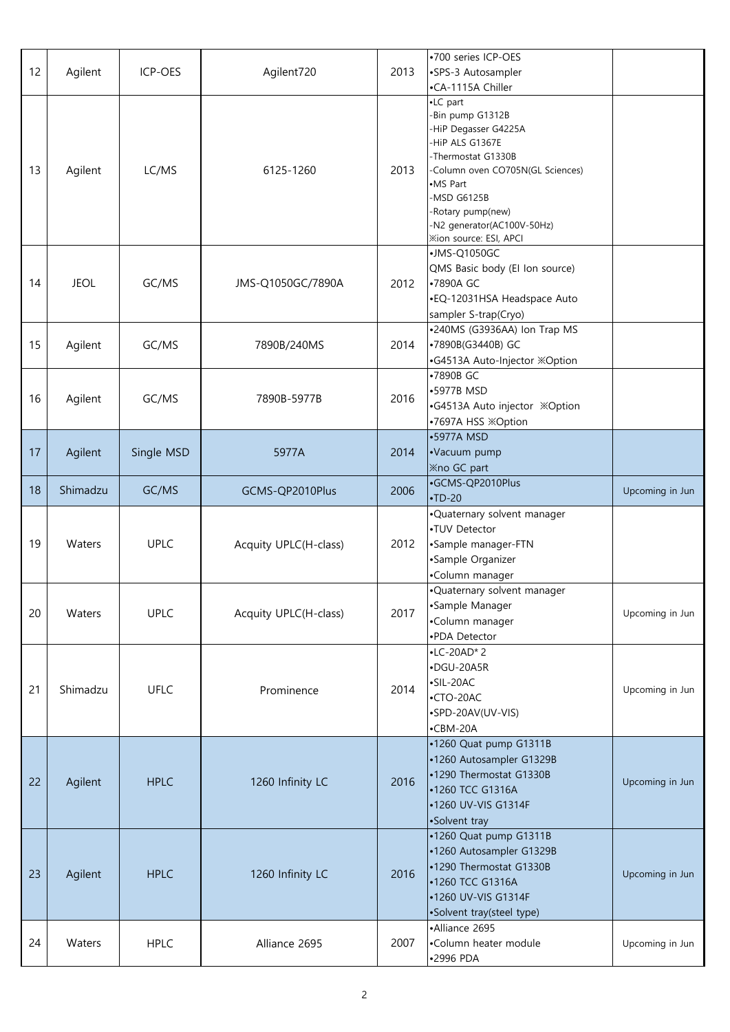| 12 | Agilent | ICP-OES | Agilent720 | 2013 | •700 series ICP-OES<br>•SPS-3 Autosampler<br>•CA-1115A Chiller | |
|---|---|---|---|---|---|---|
| 13 | Agilent | LC/MS | 6125-1260 | 2013 | •LC part<br>-Bin pump G1312B<br>-HiP Degasser G4225A<br>-HiP ALS G1367E<br>-Thermostat G1330B<br>-Column oven CO705N(GL Sciences)<br>•MS Part<br>-MSD G6125B<br>-Rotary pump(new)<br>-N2 generator(AC100V-50Hz)<br>※ion source: ESI, APCI | |
| 14 | JEOL | GC/MS | JMS-Q1050GC/7890A | 2012 | •JMS-Q1050GC<br>QMS Basic body (EI Ion source)<br>•7890A GC<br>•EQ-12031HSA Headspace Auto sampler S-trap(Cryo) | |
| 15 | Agilent | GC/MS | 7890B/240MS | 2014 | •240MS (G3936AA) Ion Trap MS<br>•7890B(G3440B) GC<br>•G4513A Auto-Injector ※Option | |
| 16 | Agilent | GC/MS | 7890B-5977B | 2016 | •7890B GC<br>•5977B MSD<br>•G4513A Auto injector ※Option<br>•7697A HSS ※Option | |
| 17 | Agilent | Single MSD | 5977A | 2014 | •5977A MSD<br>•Vacuum pump<br>※no GC part | |
| 18 | Shimadzu | GC/MS | GCMS-QP2010Plus | 2006 | •GCMS-QP2010Plus<br>•TD-20 | Upcoming in Jun |
| 19 | Waters | UPLC | Acquity UPLC(H-class) | 2012 | •Quaternary solvent manager<br>•TUV Detector<br>•Sample manager-FTN<br>•Sample Organizer<br>•Column manager | |
| 20 | Waters | UPLC | Acquity UPLC(H-class) | 2017 | •Quaternary solvent manager<br>•Sample Manager<br>•Column manager<br>•PDA Detector | Upcoming in Jun |
| 21 | Shimadzu | UFLC | Prominence | 2014 | •LC-20AD* 2<br>•DGU-20A5R<br>•SIL-20AC<br>•CTO-20AC<br>•SPD-20AV(UV-VIS)<br>•CBM-20A | Upcoming in Jun |
| 22 | Agilent | HPLC | 1260 Infinity LC | 2016 | •1260 Quat pump G1311B<br>•1260 Autosampler G1329B<br>•1290 Thermostat G1330B<br>•1260 TCC G1316A<br>•1260 UV-VIS G1314F<br>•Solvent tray | Upcoming in Jun |
| 23 | Agilent | HPLC | 1260 Infinity LC | 2016 | •1260 Quat pump G1311B<br>•1260 Autosampler G1329B<br>•1290 Thermostat G1330B<br>•1260 TCC G1316A<br>•1260 UV-VIS G1314F<br>•Solvent tray(steel type) | Upcoming in Jun |
| 24 | Waters | HPLC | Alliance 2695 | 2007 | •Alliance 2695<br>•Column heater module<br>•2996 PDA | Upcoming in Jun |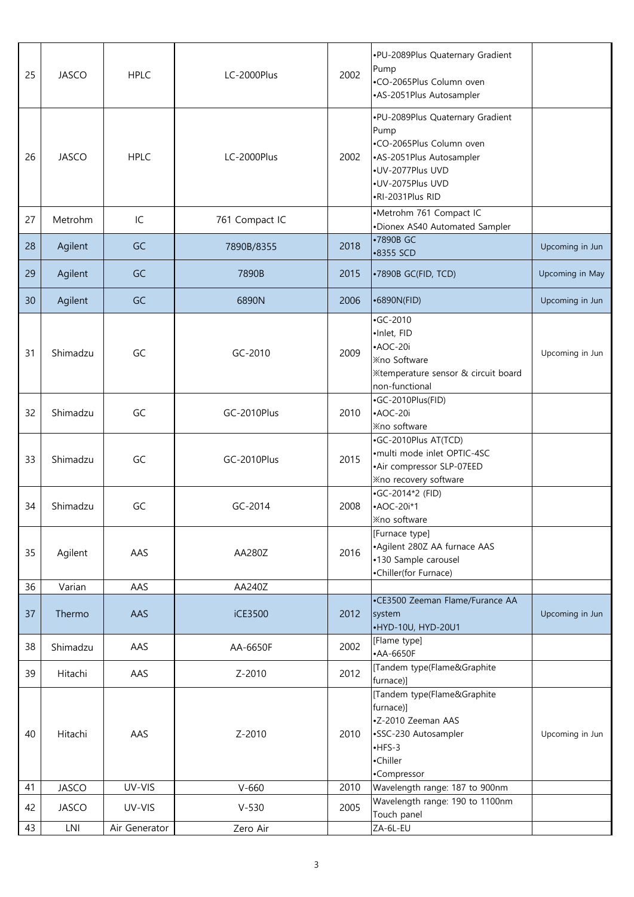| 25 | JASCO | HPLC | LC-2000Plus | 2002 | •PU-2089Plus Quaternary Gradient Pump<br>•CO-2065Plus Column oven<br>•AS-2051Plus Autosampler | |
|---|---|---|---|---|---|---|
| 26 | JASCO | HPLC | LC-2000Plus | 2002 | •PU-2089Plus Quaternary Gradient Pump<br>•CO-2065Plus Column oven<br>•AS-2051Plus Autosampler<br>•UV-2077Plus UVD<br>•UV-2075Plus UVD<br>•RI-2031Plus RID | |
| 27 | Metrohm | IC | 761 Compact IC | | •Metrohm 761 Compact IC<br>•Dionex AS40 Automated Sampler | |
| 28 | Agilent | GC | 7890B/8355 | 2018 | •7890B GC<br>•8355 SCD | Upcoming in Jun |
| 29 | Agilent | GC | 7890B | 2015 | •7890B GC(FID, TCD) | Upcoming in May |
| 30 | Agilent | GC | 6890N | 2006 | •6890N(FID) | Upcoming in Jun |
| 31 | Shimadzu | GC | GC-2010 | 2009 | •GC-2010<br>•Inlet, FID<br>•AOC-20i<br>※no Software<br>※temperature sensor & circuit board non-functional | Upcoming in Jun |
| 32 | Shimadzu | GC | GC-2010Plus | 2010 | •GC-2010Plus(FID)<br>•AOC-20i<br>※no software | |
| 33 | Shimadzu | GC | GC-2010Plus | 2015 | •GC-2010Plus AT(TCD)<br>•multi mode inlet OPTIC-4SC<br>•Air compressor SLP-07EED<br>※no recovery software | |
| 34 | Shimadzu | GC | GC-2014 | 2008 | •GC-2014*2 (FID)<br>•AOC-20i*1<br>※no software | |
| 35 | Agilent | AAS | AA280Z | 2016 | [Furnace type]<br>•Agilent 280Z AA furnace AAS<br>•130 Sample carousel<br>•Chiller(for Furnace) | |
| 36 | Varian | AAS | AA240Z | | | |
| 37 | Thermo | AAS | iCE3500 | 2012 | •CE3500 Zeeman Flame/Furance AA system<br>•HYD-10U, HYD-20U1 | Upcoming in Jun |
| 38 | Shimadzu | AAS | AA-6650F | 2002 | [Flame type]<br>•AA-6650F | |
| 39 | Hitachi | AAS | Z-2010 | 2012 | [Tandem type(Flame&Graphite furnace)] | |
| 40 | Hitachi | AAS | Z-2010 | 2010 | [Tandem type(Flame&Graphite furnace)]<br>•Z-2010 Zeeman AAS<br>•SSC-230 Autosampler<br>•HFS-3<br>•Chiller<br>•Compressor | Upcoming in Jun |
| 41 | JASCO | UV-VIS | V-660 | 2010 | Wavelength range: 187 to 900nm | |
| 42 | JASCO | UV-VIS | V-530 | 2005 | Wavelength range: 190 to 1100nm<br>Touch panel | |
| 43 | LNI | Air Generator | Zero Air | | ZA-6L-EU | |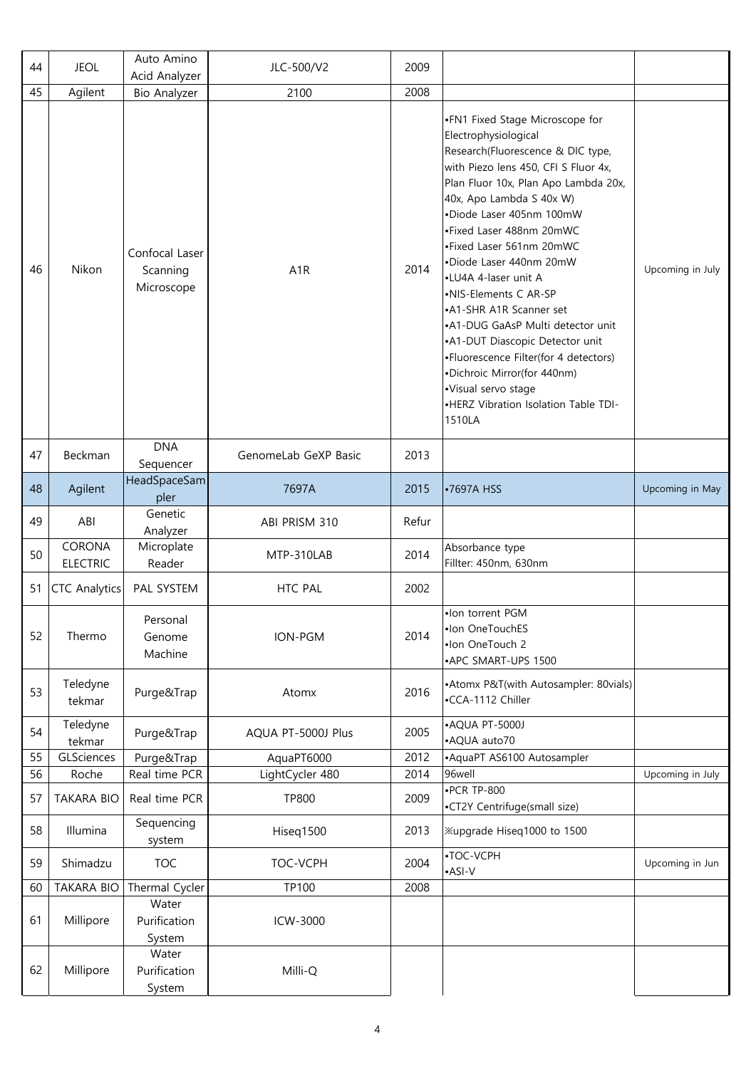| 44 | JEOL | Auto Amino Acid Analyzer | JLC-500/V2 | 2009 | | |
|---|---|---|---|---|---|---|
| 45 | Agilent | Bio Analyzer | 2100 | 2008 | | |
| 46 | Nikon | Confocal Laser Scanning Microscope | A1R | 2014 | •FN1 Fixed Stage Microscope for Electrophysiological Research(Fluorescence & DIC type, with Piezo lens 450, CFI S Fluor 4x, Plan Fluor 10x, Plan Apo Lambda 20x, 40x, Apo Lambda S 40x W)<br>•Diode Laser 405nm 100mW<br>•Fixed Laser 488nm 20mWC<br>•Fixed Laser 561nm 20mWC<br>•Diode Laser 440nm 20mW<br>•LU4A 4-laser unit A<br>•NIS-Elements C AR-SP<br>•A1-SHR A1R Scanner set<br>•A1-DUG GaAsP Multi detector unit<br>•A1-DUT Diascopic Detector unit<br>•Fluorescence Filter(for 4 detectors)<br>•Dichroic Mirror(for 440nm)<br>•Visual servo stage<br>•HERZ Vibration Isolation Table TDI-1510LA | Upcoming in July |
| 47 | Beckman | DNA Sequencer | GenomeLab GeXP Basic | 2013 | | |
| 48 | Agilent | HeadSpaceSampler | 7697A | 2015 | •7697A HSS | Upcoming in May |
| 49 | ABI | Genetic Analyzer | ABI PRISM 310 | Refur | | |
| 50 | CORONA ELECTRIC | Microplate Reader | MTP-310LAB | 2014 | Absorbance type<br>Fillter: 450nm, 630nm | |
| 51 | CTC Analytics | PAL SYSTEM | HTC PAL | 2002 | | |
| 52 | Thermo | Personal Genome Machine | ION-PGM | 2014 | •Ion torrent PGM<br>•Ion OneTouchES<br>•Ion OneTouch 2<br>•APC SMART-UPS 1500 | |
| 53 | Teledyne tekmar | Purge&Trap | Atomx | 2016 | •Atomx P&T(with Autosampler: 80vials)<br>•CCA-1112 Chiller | |
| 54 | Teledyne tekmar | Purge&Trap | AQUA PT-5000J Plus | 2005 | •AQUA PT-5000J<br>•AQUA auto70 | |
| 55 | GLSciences | Purge&Trap | AquaPT6000 | 2012 | •AquaPT AS6100 Autosampler | |
| 56 | Roche | Real time PCR | LightCycler 480 | 2014 | 96well | Upcoming in July |
| 57 | TAKARA BIO | Real time PCR | TP800 | 2009 | •PCR TP-800<br>•CT2Y Centrifuge(small size) | |
| 58 | Illumina | Sequencing system | Hiseq1500 | 2013 | ※upgrade Hiseq1000 to 1500 | |
| 59 | Shimadzu | TOC | TOC-VCPH | 2004 | •TOC-VCPH<br>•ASI-V | Upcoming in Jun |
| 60 | TAKARA BIO | Thermal Cycler | TP100 | 2008 | | |
| 61 | Millipore | Water Purification System | ICW-3000 | | | |
| 62 | Millipore | Water Purification System | Milli-Q | | | |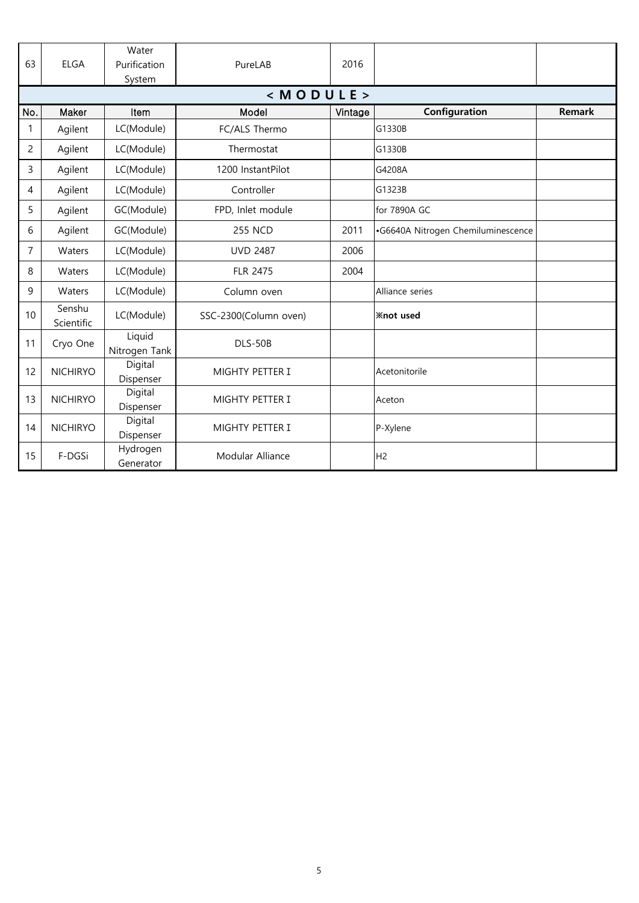| 63 | ELGA | Water Purification System | PureLAB | 2016 | | |
|---|---|---|---|---|---|---|

**< M O D U L E >**

| No. | Maker | Item | Model | Vintage | Configuration | Remark |
|---|---|---|---|---|---|---|
| 1 | Agilent | LC(Module) | FC/ALS Thermo | | G1330B | |
| 2 | Agilent | LC(Module) | Thermostat | | G1330B | |
| 3 | Agilent | LC(Module) | 1200 InstantPilot | | G4208A | |
| 4 | Agilent | LC(Module) | Controller | | G1323B | |
| 5 | Agilent | GC(Module) | FPD, Inlet module | | for 7890A GC | |
| 6 | Agilent | GC(Module) | 255 NCD | 2011 | •G6640A Nitrogen Chemiluminescence | |
| 7 | Waters | LC(Module) | UVD 2487 | 2006 | | |
| 8 | Waters | LC(Module) | FLR 2475 | 2004 | | |
| 9 | Waters | LC(Module) | Column oven | | Alliance series | |
| 10 | Senshu Scientific | LC(Module) | SSC-2300(Column oven) | | **※not used** | |
| 11 | Cryo One | Liquid Nitrogen Tank | DLS-50B | | | |
| 12 | NICHIRYO | Digital Dispenser | MIGHTY PETTER Ⅰ | | Acetonitorile | |
| 13 | NICHIRYO | Digital Dispenser | MIGHTY PETTER Ⅰ | | Aceton | |
| 14 | NICHIRYO | Digital Dispenser | MIGHTY PETTER Ⅰ | | P-Xylene | |
| 15 | F-DGSi | Hydrogen Generator | Modular Alliance | | $H_2$ | |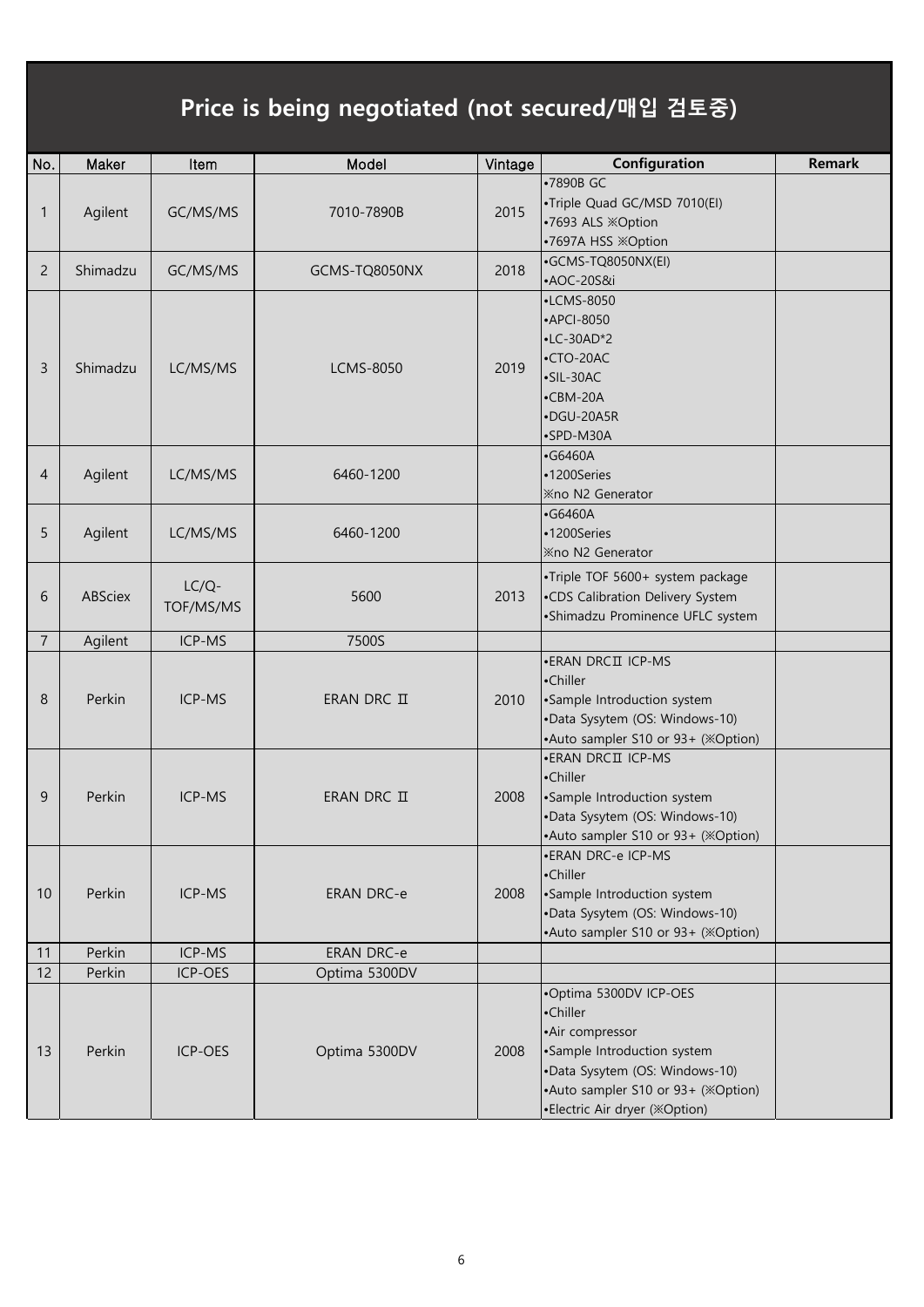# Price is being negotiated (not secured/매입 검토중)

| No. | Maker | Item | Model | Vintage | Configuration | Remark |
|---|---|---|---|---|---|---|
| 1 | Agilent | GC/MS/MS | 7010-7890B | 2015 | •7890B GC<br>•Triple Quad GC/MSD 7010(EI)<br>•7693 ALS ※Option<br>•7697A HSS ※Option | |
| 2 | Shimadzu | GC/MS/MS | GCMS-TQ8050NX | 2018 | •GCMS-TQ8050NX(EI)<br>•AOC-20S&i | |
| 3 | Shimadzu | LC/MS/MS | LCMS-8050 | 2019 | •LCMS-8050<br>•APCI-8050<br>•LC-30AD*2<br>•CTO-20AC<br>•SIL-30AC<br>•CBM-20A<br>•DGU-20A5R<br>•SPD-M30A | |
| 4 | Agilent | LC/MS/MS | 6460-1200 | | •G6460A<br>•1200Series<br>※no N2 Generator | |
| 5 | Agilent | LC/MS/MS | 6460-1200 | | •G6460A<br>•1200Series<br>※no N2 Generator | |
| 6 | ABSciex | LC/Q-TOF/MS/MS | 5600 | 2013 | •Triple TOF 5600+ system package<br>•CDS Calibration Delivery System<br>•Shimadzu Prominence UFLC system | |
| 7 | Agilent | ICP-MS | 7500S | | | |
| 8 | Perkin | ICP-MS | ERAN DRC Ⅱ | 2010 | •ERAN DRCⅡ ICP-MS<br>•Chiller<br>•Sample Introduction system<br>•Data Sysytem (OS: Windows-10)<br>•Auto sampler S10 or 93+ (※Option) | |
| 9 | Perkin | ICP-MS | ERAN DRC Ⅱ | 2008 | •ERAN DRCⅡ ICP-MS<br>•Chiller<br>•Sample Introduction system<br>•Data Sysytem (OS: Windows-10)<br>•Auto sampler S10 or 93+ (※Option) | |
| 10 | Perkin | ICP-MS | ERAN DRC-e | 2008 | •ERAN DRC-e ICP-MS<br>•Chiller<br>•Sample Introduction system<br>•Data Sysytem (OS: Windows-10)<br>•Auto sampler S10 or 93+ (※Option) | |
| 11 | Perkin | ICP-MS | ERAN DRC-e | | | |
| 12 | Perkin | ICP-OES | Optima 5300DV | | | |
| 13 | Perkin | ICP-OES | Optima 5300DV | 2008 | •Optima 5300DV ICP-OES<br>•Chiller<br>•Air compressor<br>•Sample Introduction system<br>•Data Sysytem (OS: Windows-10)<br>•Auto sampler S10 or 93+ (※Option)<br>•Electric Air dryer (※Option) | |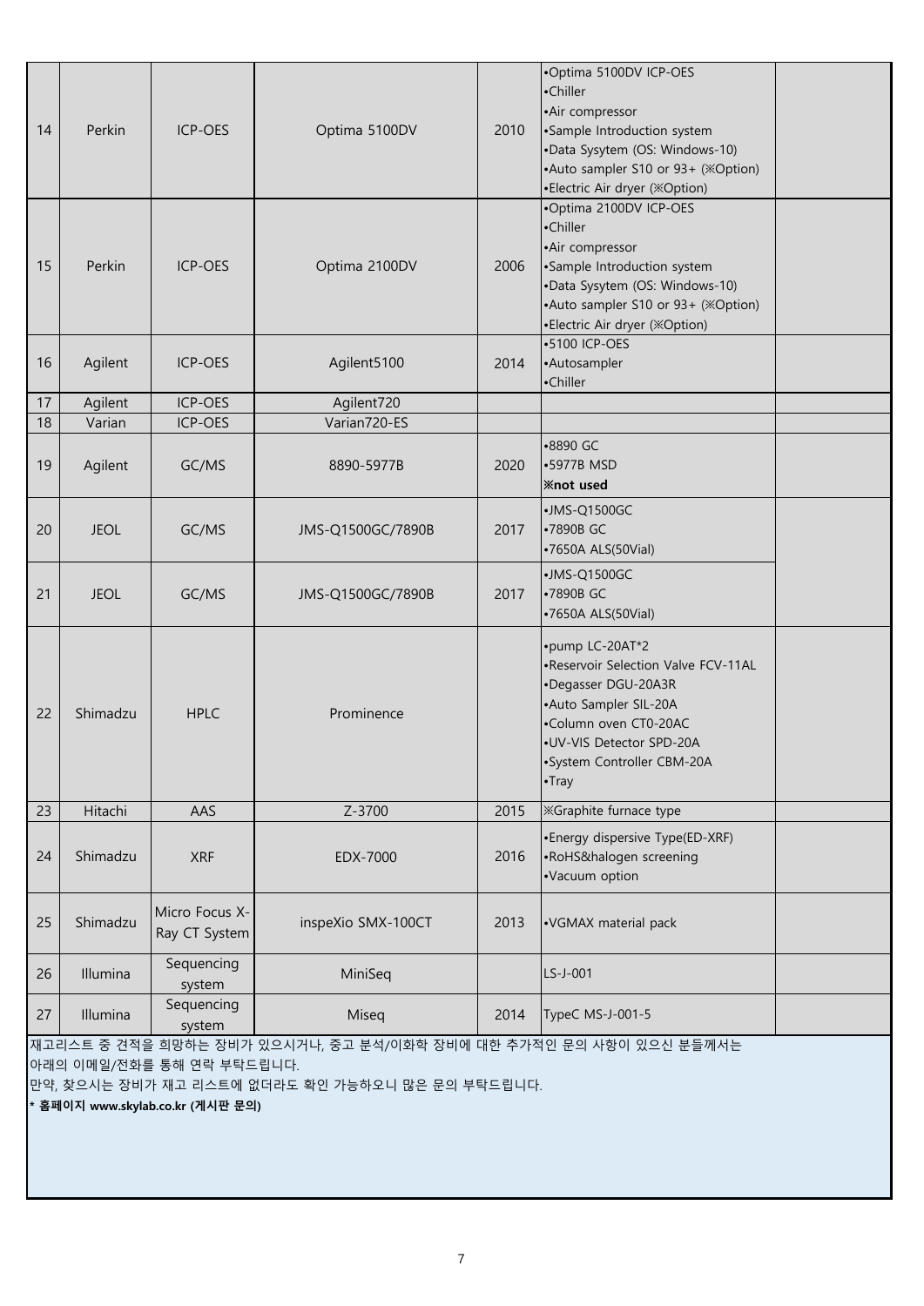| | | | | | | |
|---|---|---|---|---|---|---|
| 14 | Perkin | ICP-OES | Optima 5100DV | 2010 | •Optima 5100DV ICP-OES<br>•Chiller<br>•Air compressor<br>•Sample Introduction system<br>•Data Sysytem (OS: Windows-10)<br>•Auto sampler S10 or 93+ (※Option)<br>•Electric Air dryer (※Option) | |
| 15 | Perkin | ICP-OES | Optima 2100DV | 2006 | •Optima 2100DV ICP-OES<br>•Chiller<br>•Air compressor<br>•Sample Introduction system<br>•Data Sysytem (OS: Windows-10)<br>•Auto sampler S10 or 93+ (※Option)<br>•Electric Air dryer (※Option) | |
| 16 | Agilent | ICP-OES | Agilent5100 | 2014 | •5100 ICP-OES<br>•Autosampler<br>•Chiller | |
| 17 | Agilent | ICP-OES | Agilent720 | | | |
| 18 | Varian | ICP-OES | Varian720-ES | | | |
| 19 | Agilent | GC/MS | 8890-5977B | 2020 | •8890 GC<br>•5977B MSD<br>**※not used** | |
| 20 | JEOL | GC/MS | JMS-Q1500GC/7890B | 2017 | •JMS-Q1500GC<br>•7890B GC<br>•7650A ALS(50Vial) | |
| 21 | JEOL | GC/MS | JMS-Q1500GC/7890B | 2017 | •JMS-Q1500GC<br>•7890B GC<br>•7650A ALS(50Vial) | |
| 22 | Shimadzu | HPLC | Prominence | | •pump LC-20AT*2<br>•Reservoir Selection Valve FCV-11AL<br>•Degasser DGU-20A3R<br>•Auto Sampler SIL-20A<br>•Column oven CT0-20AC<br>•UV-VIS Detector SPD-20A<br>•System Controller CBM-20A<br>•Tray | |
| 23 | Hitachi | AAS | Z-3700 | 2015 | ※Graphite furnace type | |
| 24 | Shimadzu | XRF | EDX-7000 | 2016 | •Energy dispersive Type(ED-XRF)<br>•RoHS&halogen screening<br>•Vacuum option | |
| 25 | Shimadzu | Micro Focus X-Ray CT System | inspeXio SMX-100CT | 2013 | •VGMAX material pack | |
| 26 | Illumina | Sequencing system | MiniSeq | | LS-J-001 | |
| 27 | Illumina | Sequencing system | Miseq | 2014 | TypeC MS-J-001-5 | |

재고리스트 중 견적을 희망하는 장비가 있으시거나, 중고 분석/이화학 장비에 대한 추가적인 문의 사항이 있으신 분들께서는
아래의 이메일/전화를 통해 연락 부탁드립니다.
만약, 찾으시는 장비가 재고 리스트에 없더라도 확인 가능하오니 많은 문의 부탁드립니다.

**\* 홈페이지 www.skylab.co.kr (게시판 문의)**